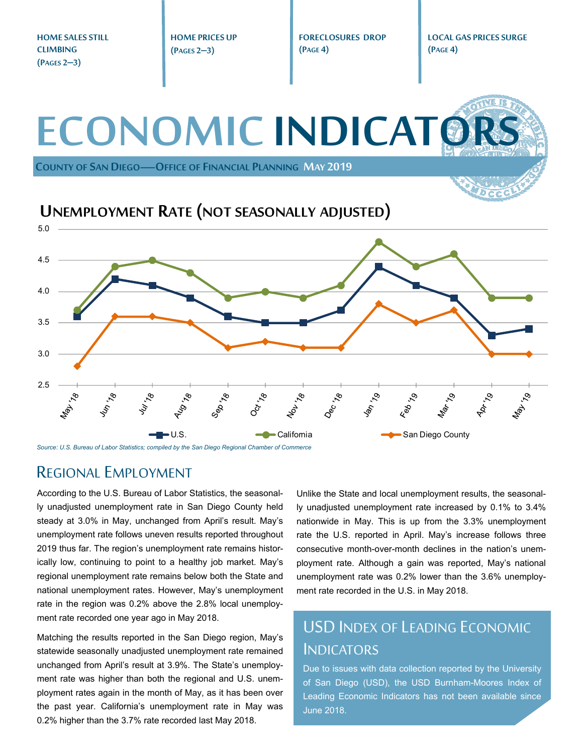HOME SALES STILL CLIMBING (PAGES 2—3)

HOME PRICES UP (PAGES 2—3)

FORECLOSURES DROP (PAGE 4)

LOCAL GAS PRICES SURGE (PAGE 4)

# ECONOMIC INDICATORS

COUNTY OF SAN DIEGO—OFFICE OF FINANCIAL PLANNING MAY 2019

## UNEMPLOYMENT RATE (NOT SEASONALLY ADJUSTED)

| Month | U.S. | California | San Diego County |
|---|---|---|---|
| May '18 | 3.6 | 3.7 | 2.8 |
| Jun '18 | 4.2 | 4.4 | 3.6 |
| Jul '18 | 4.1 | 4.5 | 3.6 |
| Aug '18 | 3.9 | 4.3 | 3.5 |
| Sep '18 | 3.6 | 3.9 | 3.1 |
| Oct '18 | 3.5 | 4.0 | 3.2 |
| Nov '18 | 3.5 | 3.9 | 3.1 |
| Dec '18 | 3.7 | 4.1 | 3.1 |
| Jan '19 | 4.4 | 4.8 | 3.8 |
| Feb '19 | 4.1 | 4.4 | 3.5 |
| Mar '19 | 3.9 | 4.6 | 3.7 |
| Apr '19 | 3.3 | 3.9 | 3.0 |
| May '19 | 3.4 | 3.9 | 3.0 |

*Source: U.S. Bureau of Labor Statistics; compiled by the San Diego Regional Chamber of Commerce*

## REGIONAL EMPLOYMENT

According to the U.S. Bureau of Labor Statistics, the seasonally unadjusted unemployment rate in San Diego County held steady at 3.0% in May, unchanged from April's result. May's unemployment rate follows uneven results reported throughout 2019 thus far. The region's unemployment rate remains historically low, continuing to point to a healthy job market. May's regional unemployment rate remains below both the State and national unemployment rates. However, May's unemployment rate in the region was 0.2% above the 2.8% local unemployment rate recorded one year ago in May 2018.

Matching the results reported in the San Diego region, May's statewide seasonally unadjusted unemployment rate remained unchanged from April's result at 3.9%. The State's unemployment rate was higher than both the regional and U.S. unemployment rates again in the month of May, as it has been over the past year. California's unemployment rate in May was 0.2% higher than the 3.7% rate recorded last May 2018.

Unlike the State and local unemployment results, the seasonally unadjusted unemployment rate increased by 0.1% to 3.4% nationwide in May. This is up from the 3.3% unemployment rate the U.S. reported in April. May's increase follows three consecutive month-over-month declines in the nation's unemployment rate. Although a gain was reported, May's national unemployment rate was 0.2% lower than the 3.6% unemployment rate recorded in the U.S. in May 2018.

## USD INDEX OF LEADING ECONOMIC INDICATORS

Due to issues with data collection reported by the University of San Diego (USD), the USD Burnham-Moores Index of Leading Economic Indicators has not been available since June 2018.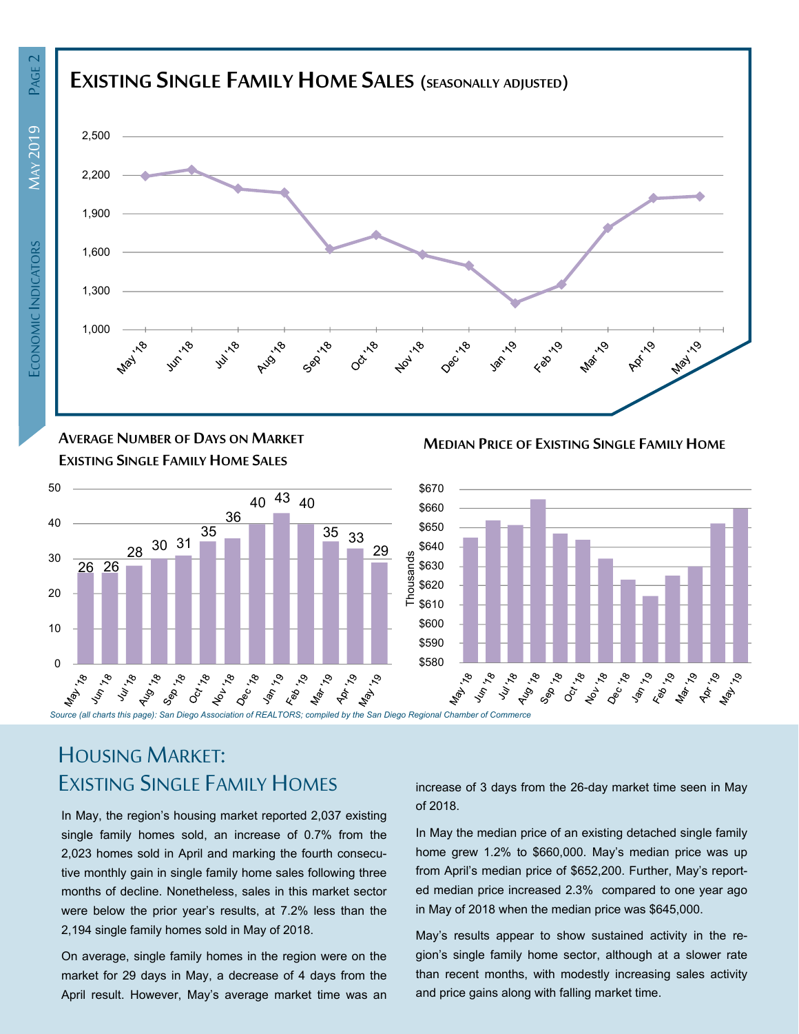## Existing Single Family Home Sales (seasonally adjusted)

## Average Number of Days on Market Existing Single Family Home Sales

| Month | Days |
|---|---|
| May '18 | 26 |
| Jun '18 | 26 |
| Jul '18 | 28 |
| Aug '18 | 30 |
| Sep '18 | 31 |
| Oct '18 | 35 |
| Nov '18 | 36 |
| Dec '18 | 40 |
| Jan '19 | 43 |
| Feb '19 | 40 |
| Mar '19 | 35 |
| Apr '19 | 33 |
| May '19 | 29 |

## Median Price of Existing Single Family Home

*Source (all charts this page): San Diego Association of REALTORS; compiled by the San Diego Regional Chamber of Commerce*

# Housing Market: Existing Single Family Homes

In May, the region's housing market reported 2,037 existing single family homes sold, an increase of 0.7% from the 2,023 homes sold in April and marking the fourth consecutive monthly gain in single family home sales following three months of decline. Nonetheless, sales in this market sector were below the prior year's results, at 7.2% less than the 2,194 single family homes sold in May of 2018.

On average, single family homes in the region were on the market for 29 days in May, a decrease of 4 days from the April result. However, May's average market time was an increase of 3 days from the 26-day market time seen in May of 2018.

In May the median price of an existing detached single family home grew 1.2% to $660,000. May's median price was up from April's median price of $652,200. Further, May's reported median price increased 2.3% compared to one year ago in May of 2018 when the median price was $645,000.

May's results appear to show sustained activity in the region's single family home sector, although at a slower rate than recent months, with modestly increasing sales activity and price gains along with falling market time.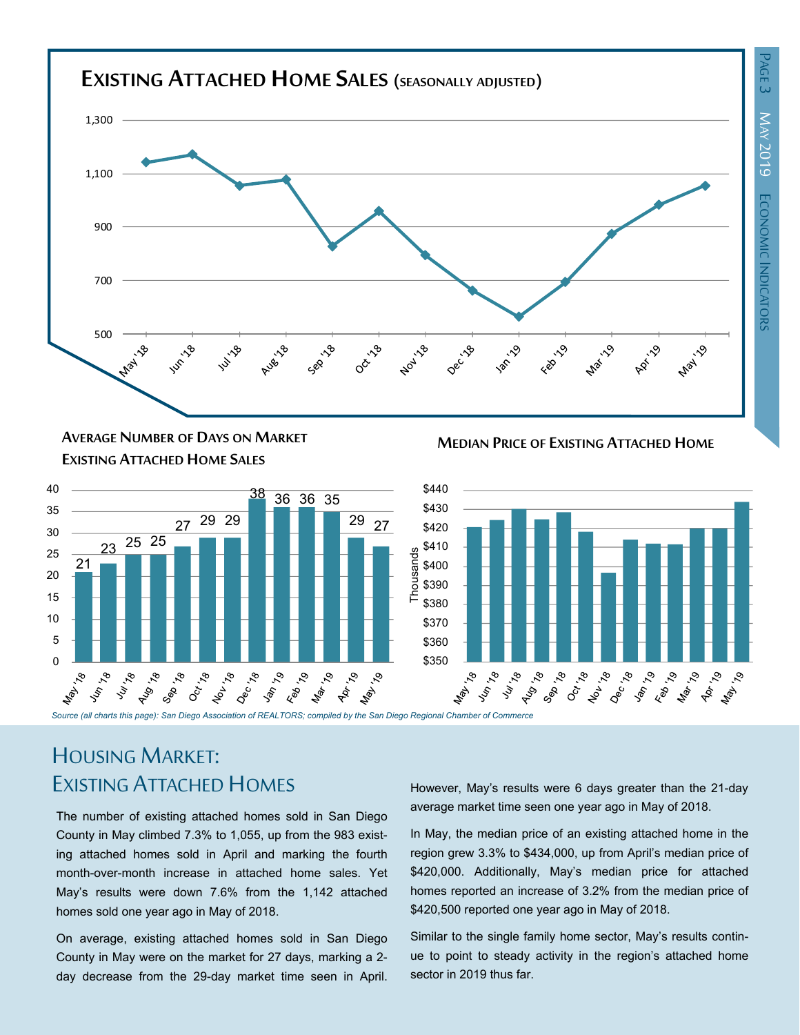## Existing Attached Home Sales (seasonally adjusted)

## Average Number of Days on Market Existing Attached Home Sales

| May '18 | Jun '18 | Jul '18 | Aug '18 | Sep '18 | Oct '18 | Nov '18 | Dec '18 | Jan '19 | Feb '19 | Mar '19 | Apr '19 | May '19 |
|---|---|---|---|---|---|---|---|---|---|---|---|---|
| 21 | 23 | 25 | 25 | 27 | 29 | 29 | 38 | 36 | 36 | 35 | 29 | 27 |

## Median Price of Existing Attached Home

*Source (all charts this page): San Diego Association of REALTORS; compiled by the San Diego Regional Chamber of Commerce*

# Housing Market: Existing Attached Homes

The number of existing attached homes sold in San Diego County in May climbed 7.3% to 1,055, up from the 983 existing attached homes sold in April and marking the fourth month-over-month increase in attached home sales. Yet May's results were down 7.6% from the 1,142 attached homes sold one year ago in May of 2018.

On average, existing attached homes sold in San Diego County in May were on the market for 27 days, marking a 2-day decrease from the 29-day market time seen in April. However, May's results were 6 days greater than the 21-day average market time seen one year ago in May of 2018.

In May, the median price of an existing attached home in the region grew 3.3% to $434,000, up from April's median price of $420,000. Additionally, May's median price for attached homes reported an increase of 3.2% from the median price of $420,500 reported one year ago in May of 2018.

Similar to the single family home sector, May's results continue to point to steady activity in the region's attached home sector in 2019 thus far.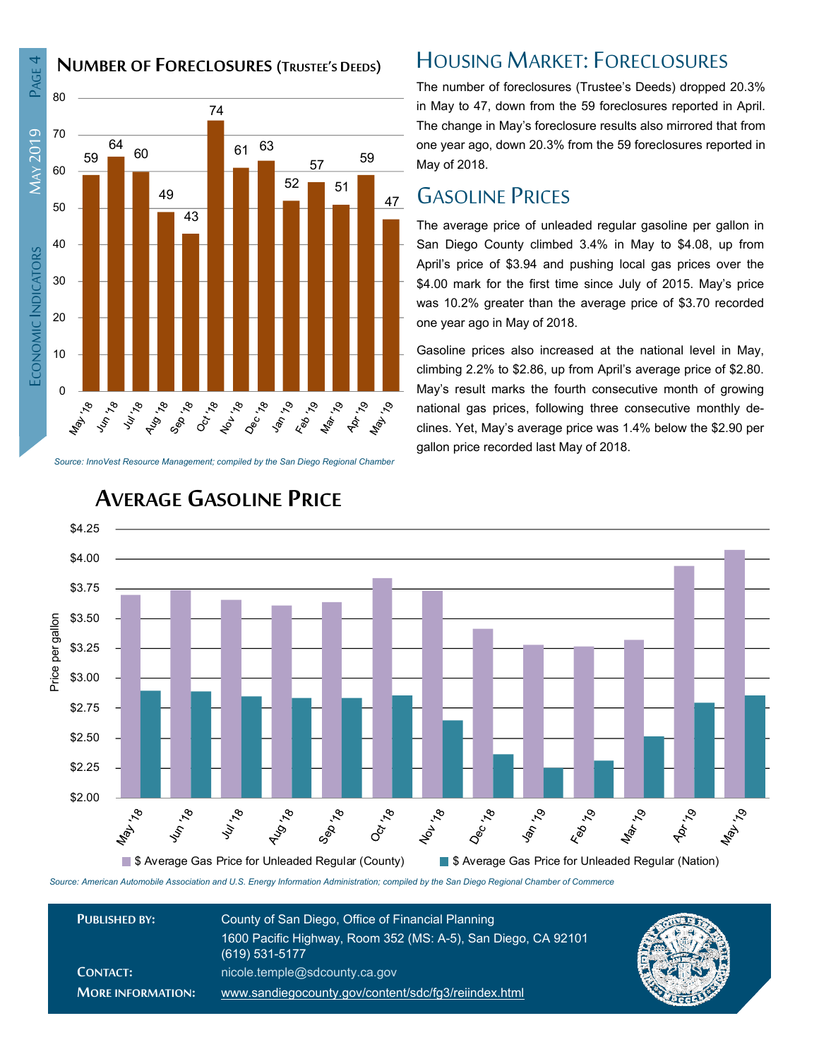## Number of Foreclosures (Trustee's Deeds)

80
70
60
50
40
30
20
10
0

59 64 60 49 43 74 61 63 52 57 51 59 47

May '18 Jun '18 Jul '18 Aug '18 Sep '18 Oct '18 Nov '18 Dec '18 Jan '19 Feb '19 Mar '19 Apr '19 May '19

*Source: InnoVest Resource Management; compiled by the San Diego Regional Chamber*

## Housing Market: Foreclosures

The number of foreclosures (Trustee's Deeds) dropped 20.3% in May to 47, down from the 59 foreclosures reported in April. The change in May's foreclosure results also mirrored that from one year ago, down 20.3% from the 59 foreclosures reported in May of 2018.

## Gasoline Prices

The average price of unleaded regular gasoline per gallon in San Diego County climbed 3.4% in May to $4.08, up from April's price of $3.94 and pushing local gas prices over the $4.00 mark for the first time since July of 2015. May's price was 10.2% greater than the average price of $3.70 recorded one year ago in May of 2018.

Gasoline prices also increased at the national level in May, climbing 2.2% to $2.86, up from April's average price of $2.80. May's result marks the fourth consecutive month of growing national gas prices, following three consecutive monthly declines. Yet, May's average price was 1.4% below the $2.90 per gallon price recorded last May of 2018.

## Average Gasoline Price

Price per gallon

$4.25
$4.00
$3.75
$3.50
$3.25
$3.00
$2.75
$2.50
$2.25
$2.00

May '18 Jun '18 Jul '18 Aug '18 Sep '18 Oct '18 Nov '18 Dec '18 Jan '19 Feb '19 Mar '19 Apr '19 May '19

$ Average Gas Price for Unleaded Regular (County)
$ Average Gas Price for Unleaded Regular (Nation)

*Source: American Automobile Association and U.S. Energy Information Administration; compiled by the San Diego Regional Chamber of Commerce*

**Published by:** County of San Diego, Office of Financial Planning
1600 Pacific Highway, Room 352 (MS: A-5), San Diego, CA 92101
(619) 531-5177

**Contact:** nicole.temple@sdcounty.ca.gov

**More information:** www.sandiegocounty.gov/content/sdc/fg3/reiindex.html